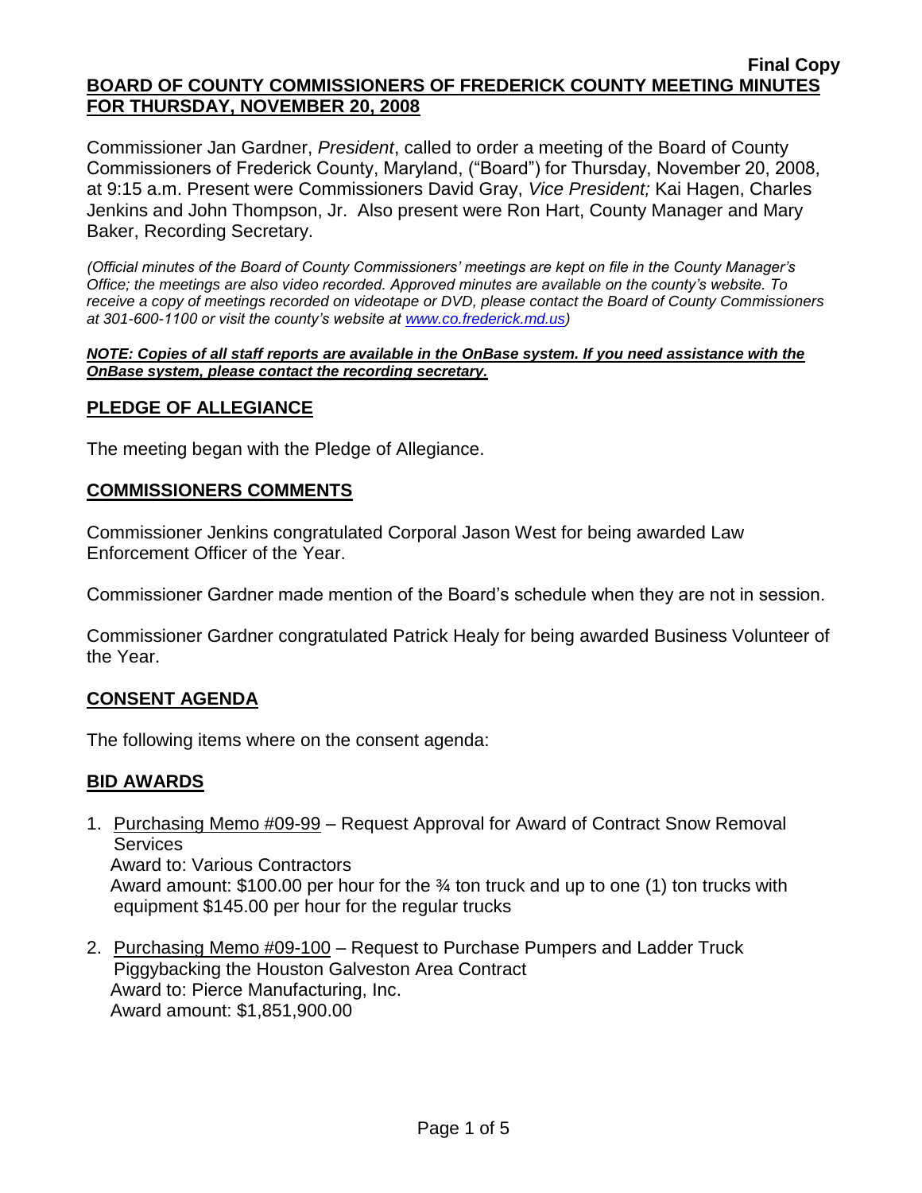**Final Copy**

**BOARD OF COUNTY COMMISSIONERS OF FREDERICK COUNTY MEETING MINUTES FOR THURSDAY, NOVEMBER 20, 2008**

Commissioner Jan Gardner, *President*, called to order a meeting of the Board of County Commissioners of Frederick County, Maryland, ("Board") for Thursday, November 20, 2008, at 9:15 a.m. Present were Commissioners David Gray, *Vice President;* Kai Hagen, Charles Jenkins and John Thompson, Jr. Also present were Ron Hart, County Manager and Mary Baker, Recording Secretary.

*(Official minutes of the Board of County Commissioners' meetings are kept on file in the County Manager's Office; the meetings are also video recorded. Approved minutes are available on the county's website. To receive a copy of meetings recorded on videotape or DVD, please contact the Board of County Commissioners at 301-600-1100 or visit the county's website at www.co.frederick.md.us)*

***NOTE: Copies of all staff reports are available in the OnBase system. If you need assistance with the OnBase system, please contact the recording secretary.***

## PLEDGE OF ALLEGIANCE

The meeting began with the Pledge of Allegiance.

## COMMISSIONERS COMMENTS

Commissioner Jenkins congratulated Corporal Jason West for being awarded Law Enforcement Officer of the Year.

Commissioner Gardner made mention of the Board's schedule when they are not in session.

Commissioner Gardner congratulated Patrick Healy for being awarded Business Volunteer of the Year.

## CONSENT AGENDA

The following items where on the consent agenda:

## BID AWARDS

1. Purchasing Memo #09-99 – Request Approval for Award of Contract Snow Removal Services
   Award to: Various Contractors
   Award amount: $100.00 per hour for the ¾ ton truck and up to one (1) ton trucks with equipment $145.00 per hour for the regular trucks

2. Purchasing Memo #09-100 – Request to Purchase Pumpers and Ladder Truck Piggybacking the Houston Galveston Area Contract
   Award to: Pierce Manufacturing, Inc.
   Award amount: $1,851,900.00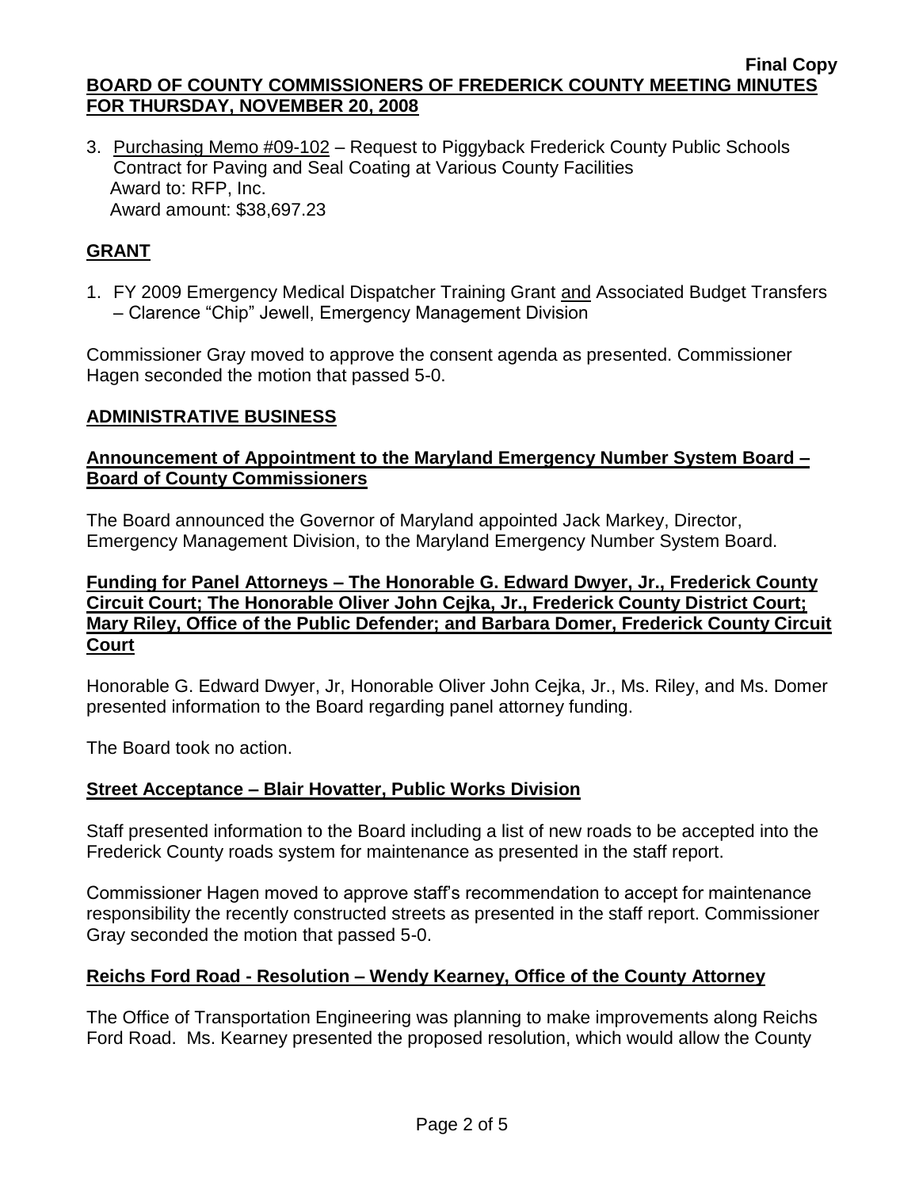3. Purchasing Memo #09-102 – Request to Piggyback Frederick County Public Schools Contract for Paving and Seal Coating at Various County Facilities
   Award to: RFP, Inc.
   Award amount: $38,697.23

## GRANT

1. FY 2009 Emergency Medical Dispatcher Training Grant and Associated Budget Transfers – Clarence "Chip" Jewell, Emergency Management Division

Commissioner Gray moved to approve the consent agenda as presented. Commissioner Hagen seconded the motion that passed 5-0.

## ADMINISTRATIVE BUSINESS

### Announcement of Appointment to the Maryland Emergency Number System Board – Board of County Commissioners

The Board announced the Governor of Maryland appointed Jack Markey, Director, Emergency Management Division, to the Maryland Emergency Number System Board.

### Funding for Panel Attorneys – The Honorable G. Edward Dwyer, Jr., Frederick County Circuit Court; The Honorable Oliver John Cejka, Jr., Frederick County District Court; Mary Riley, Office of the Public Defender; and Barbara Domer, Frederick County Circuit Court

Honorable G. Edward Dwyer, Jr, Honorable Oliver John Cejka, Jr., Ms. Riley, and Ms. Domer presented information to the Board regarding panel attorney funding.

The Board took no action.

### Street Acceptance – Blair Hovatter, Public Works Division

Staff presented information to the Board including a list of new roads to be accepted into the Frederick County roads system for maintenance as presented in the staff report.

Commissioner Hagen moved to approve staff's recommendation to accept for maintenance responsibility the recently constructed streets as presented in the staff report. Commissioner Gray seconded the motion that passed 5-0.

### Reichs Ford Road - Resolution – Wendy Kearney, Office of the County Attorney

The Office of Transportation Engineering was planning to make improvements along Reichs Ford Road. Ms. Kearney presented the proposed resolution, which would allow the County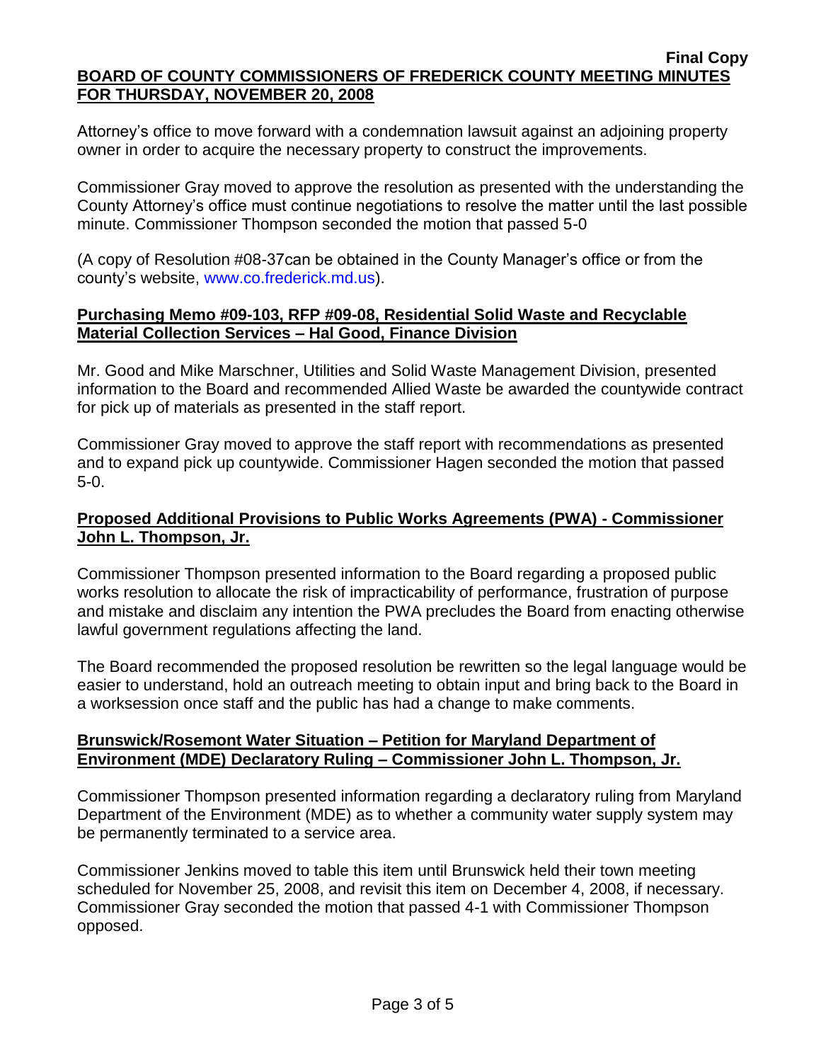Attorney's office to move forward with a condemnation lawsuit against an adjoining property owner in order to acquire the necessary property to construct the improvements.

Commissioner Gray moved to approve the resolution as presented with the understanding the County Attorney's office must continue negotiations to resolve the matter until the last possible minute. Commissioner Thompson seconded the motion that passed 5-0

(A copy of Resolution #08-37can be obtained in the County Manager's office or from the county's website, www.co.frederick.md.us).

## **Purchasing Memo #09-103, RFP #09-08, Residential Solid Waste and Recyclable Material Collection Services – Hal Good, Finance Division**

Mr. Good and Mike Marschner, Utilities and Solid Waste Management Division, presented information to the Board and recommended Allied Waste be awarded the countywide contract for pick up of materials as presented in the staff report.

Commissioner Gray moved to approve the staff report with recommendations as presented and to expand pick up countywide. Commissioner Hagen seconded the motion that passed 5-0.

## **Proposed Additional Provisions to Public Works Agreements (PWA) - Commissioner John L. Thompson, Jr.**

Commissioner Thompson presented information to the Board regarding a proposed public works resolution to allocate the risk of impracticability of performance, frustration of purpose and mistake and disclaim any intention the PWA precludes the Board from enacting otherwise lawful government regulations affecting the land.

The Board recommended the proposed resolution be rewritten so the legal language would be easier to understand, hold an outreach meeting to obtain input and bring back to the Board in a worksession once staff and the public has had a change to make comments.

## **Brunswick/Rosemont Water Situation – Petition for Maryland Department of Environment (MDE) Declaratory Ruling – Commissioner John L. Thompson, Jr.**

Commissioner Thompson presented information regarding a declaratory ruling from Maryland Department of the Environment (MDE) as to whether a community water supply system may be permanently terminated to a service area.

Commissioner Jenkins moved to table this item until Brunswick held their town meeting scheduled for November 25, 2008, and revisit this item on December 4, 2008, if necessary. Commissioner Gray seconded the motion that passed 4-1 with Commissioner Thompson opposed.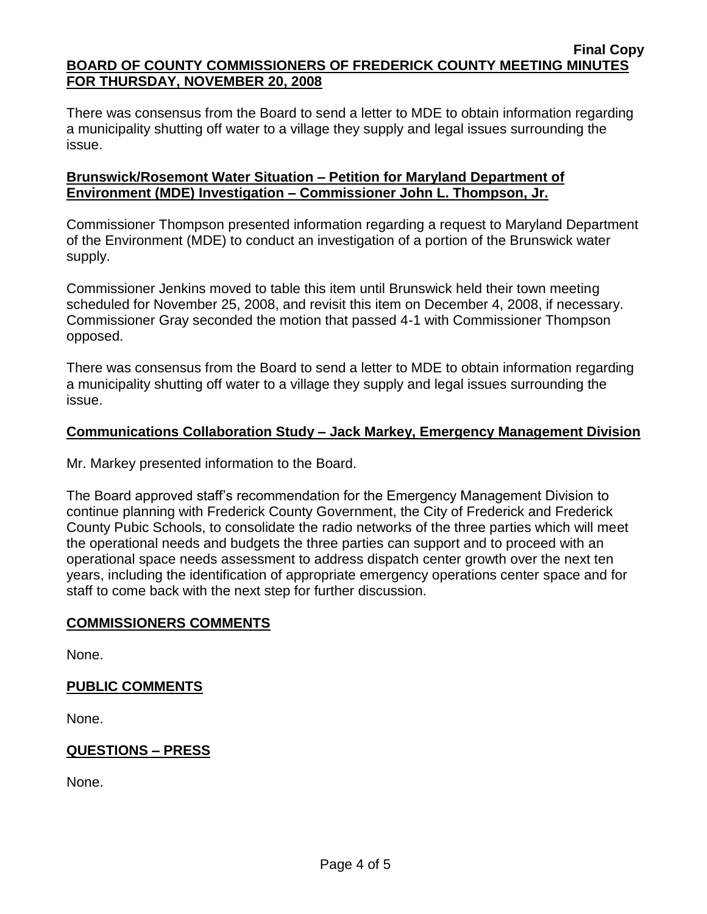There was consensus from the Board to send a letter to MDE to obtain information regarding a municipality shutting off water to a village they supply and legal issues surrounding the issue.

**Brunswick/Rosemont Water Situation – Petition for Maryland Department of Environment (MDE) Investigation – Commissioner John L. Thompson, Jr.**

Commissioner Thompson presented information regarding a request to Maryland Department of the Environment (MDE) to conduct an investigation of a portion of the Brunswick water supply.

Commissioner Jenkins moved to table this item until Brunswick held their town meeting scheduled for November 25, 2008, and revisit this item on December 4, 2008, if necessary. Commissioner Gray seconded the motion that passed 4-1 with Commissioner Thompson opposed.

There was consensus from the Board to send a letter to MDE to obtain information regarding a municipality shutting off water to a village they supply and legal issues surrounding the issue.

**Communications Collaboration Study – Jack Markey, Emergency Management Division**

Mr. Markey presented information to the Board.

The Board approved staff's recommendation for the Emergency Management Division to continue planning with Frederick County Government, the City of Frederick and Frederick County Pubic Schools, to consolidate the radio networks of the three parties which will meet the operational needs and budgets the three parties can support and to proceed with an operational space needs assessment to address dispatch center growth over the next ten years, including the identification of appropriate emergency operations center space and for staff to come back with the next step for further discussion.

## COMMISSIONERS COMMENTS

None.

## PUBLIC COMMENTS

None.

## QUESTIONS – PRESS

None.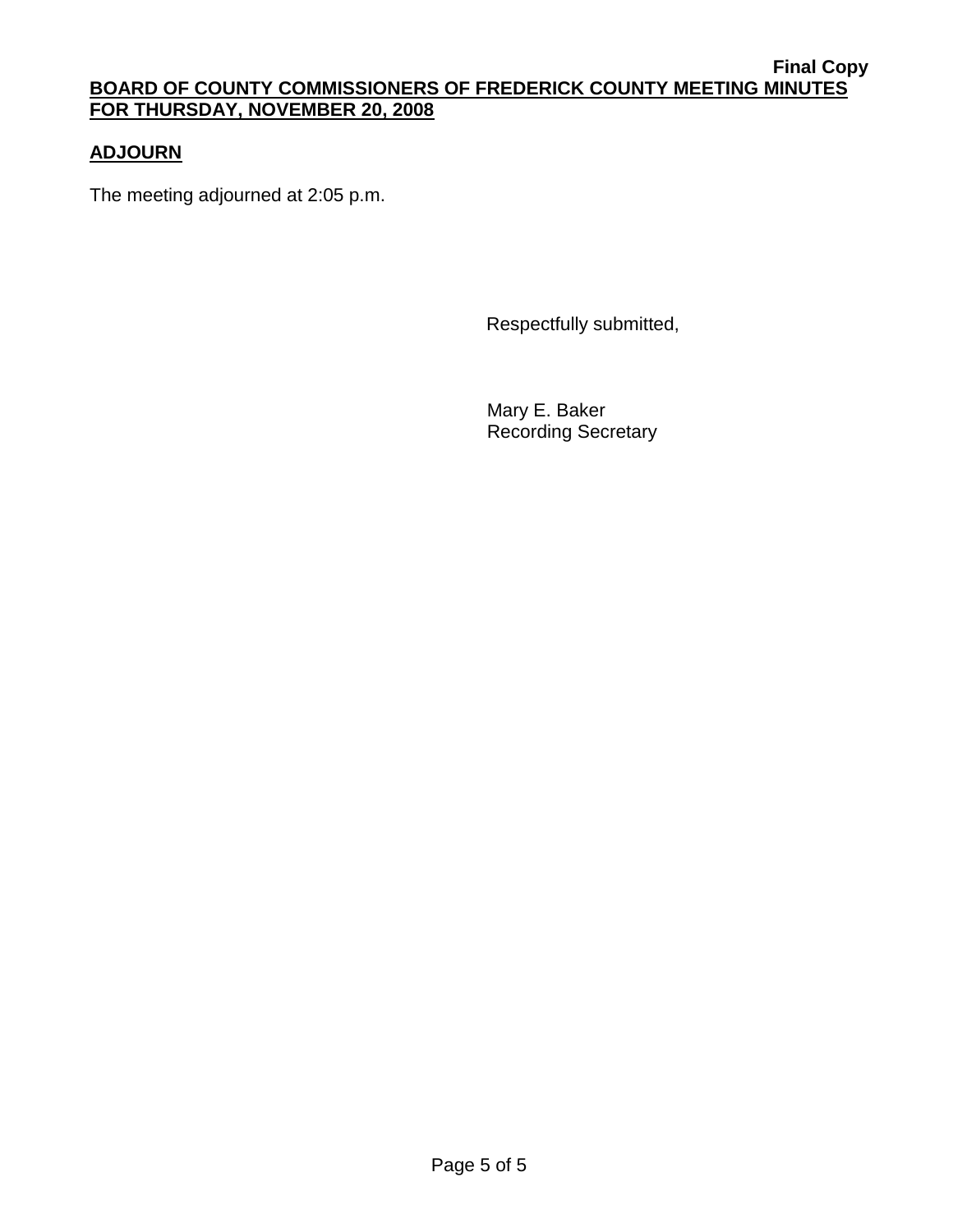## ADJOURN

The meeting adjourned at 2:05 p.m.

Respectfully submitted,

Mary E. Baker
Recording Secretary